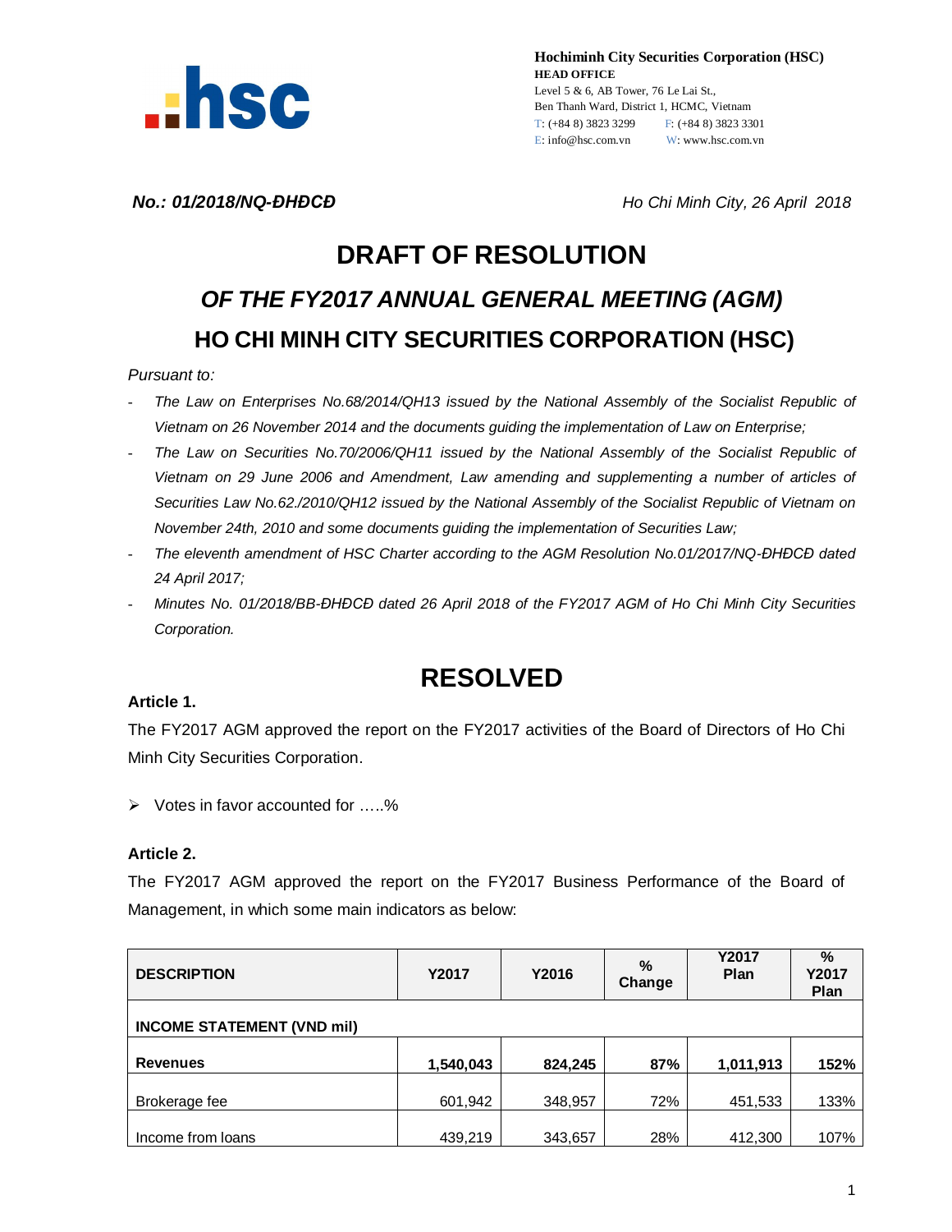**Hochiminh City Securities Corporation (HSC)**
**HEAD OFFICE**
Level 5 & 6, AB Tower, 76 Le Lai St.,
Ben Thanh Ward, District 1, HCMC, Vietnam
T: (+84 8) 3823 3299 F: (+84 8) 3823 3301
E: info@hsc.com.vn W: www.hsc.com.vn

***No.: 01/2018/NQ-ĐHĐCĐ*** *Ho Chi Minh City, 26 April 2018*

# DRAFT OF RESOLUTION

## *OF THE FY2017 ANNUAL GENERAL MEETING (AGM)*

## HO CHI MINH CITY SECURITIES CORPORATION (HSC)

*Pursuant to:*

- *The Law on Enterprises No.68/2014/QH13 issued by the National Assembly of the Socialist Republic of Vietnam on 26 November 2014 and the documents guiding the implementation of Law on Enterprise;*
- *The Law on Securities No.70/2006/QH11 issued by the National Assembly of the Socialist Republic of Vietnam on 29 June 2006 and Amendment, Law amending and supplementing a number of articles of Securities Law No.62./2010/QH12 issued by the National Assembly of the Socialist Republic of Vietnam on November 24th, 2010 and some documents guiding the implementation of Securities Law;*
- *The eleventh amendment of HSC Charter according to the AGM Resolution No.01/2017/NQ-ĐHĐCĐ dated 24 April 2017;*
- *Minutes No. 01/2018/BB-ĐHĐCĐ dated 26 April 2018 of the FY2017 AGM of Ho Chi Minh City Securities Corporation.*

# RESOLVED

**Article 1.**

The FY2017 AGM approved the report on the FY2017 activities of the Board of Directors of Ho Chi Minh City Securities Corporation.

- Votes in favor accounted for …..%

**Article 2.**

The FY2017 AGM approved the report on the FY2017 Business Performance of the Board of Management, in which some main indicators as below:

| DESCRIPTION | Y2017 | Y2016 | % Change | Y2017 Plan | % Y2017 Plan |
|---|---|---|---|---|---|
| **INCOME STATEMENT (VND mil)** | | | | | |
| **Revenues** | **1,540,043** | **824,245** | **87%** | **1,011,913** | **152%** |
| Brokerage fee | 601,942 | 348,957 | 72% | 451,533 | 133% |
| Income from loans | 439,219 | 343,657 | 28% | 412,300 | 107% |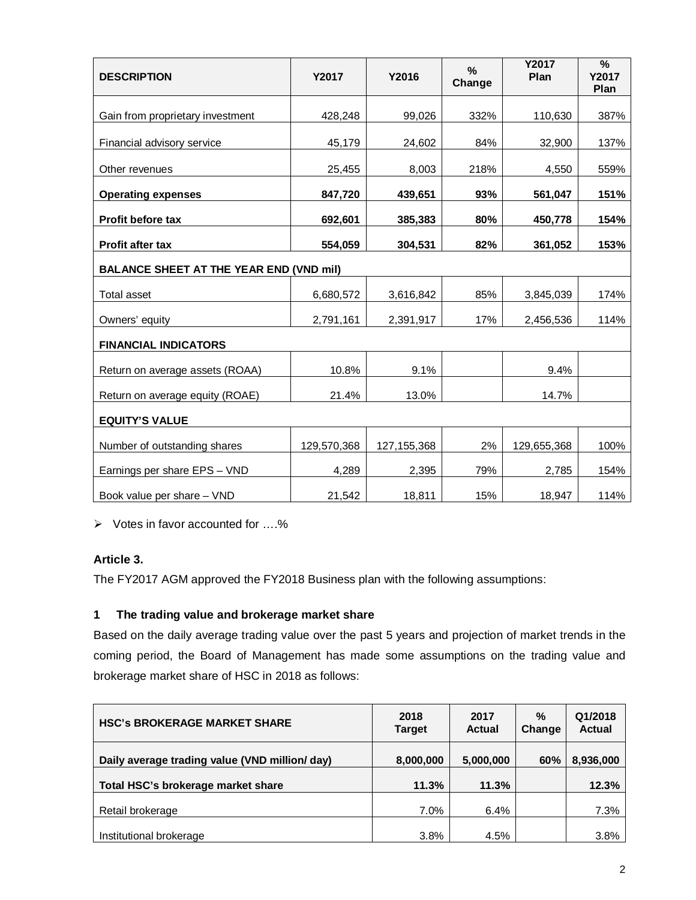| DESCRIPTION | Y2017 | Y2016 | % Change | Y2017 Plan | % Y2017 Plan |
|---|---|---|---|---|---|
| Gain from proprietary investment | 428,248 | 99,026 | 332% | 110,630 | 387% |
| Financial advisory service | 45,179 | 24,602 | 84% | 32,900 | 137% |
| Other revenues | 25,455 | 8,003 | 218% | 4,550 | 559% |
| **Operating expenses** | **847,720** | **439,651** | **93%** | **561,047** | **151%** |
| **Profit before tax** | **692,601** | **385,383** | **80%** | **450,778** | **154%** |
| **Profit after tax** | **554,059** | **304,531** | **82%** | **361,052** | **153%** |
| **BALANCE SHEET AT THE YEAR END (VND mil)** | | | | | |
| Total asset | 6,680,572 | 3,616,842 | 85% | 3,845,039 | 174% |
| Owners' equity | 2,791,161 | 2,391,917 | 17% | 2,456,536 | 114% |
| **FINANCIAL INDICATORS** | | | | | |
| Return on average assets (ROAA) | 10.8% | 9.1% | | 9.4% | |
| Return on average equity (ROAE) | 21.4% | 13.0% | | 14.7% | |
| **EQUITY'S VALUE** | | | | | |
| Number of outstanding shares | 129,570,368 | 127,155,368 | 2% | 129,655,368 | 100% |
| Earnings per share EPS – VND | 4,289 | 2,395 | 79% | 2,785 | 154% |
| Book value per share – VND | 21,542 | 18,811 | 15% | 18,947 | 114% |

- Votes in favor accounted for ….%

**Article 3.**

The FY2017 AGM approved the FY2018 Business plan with the following assumptions:

**1 The trading value and brokerage market share**

Based on the daily average trading value over the past 5 years and projection of market trends in the coming period, the Board of Management has made some assumptions on the trading value and brokerage market share of HSC in 2018 as follows:

| HSC's BROKERAGE MARKET SHARE | 2018 Target | 2017 Actual | % Change | Q1/2018 Actual |
|---|---|---|---|---|
| **Daily average trading value (VND million/ day)** | **8,000,000** | **5,000,000** | **60%** | **8,936,000** |
| **Total HSC's brokerage market share** | **11.3%** | **11.3%** | | **12.3%** |
| Retail brokerage | 7.0% | 6.4% | | 7.3% |
| Institutional brokerage | 3.8% | 4.5% | | 3.8% |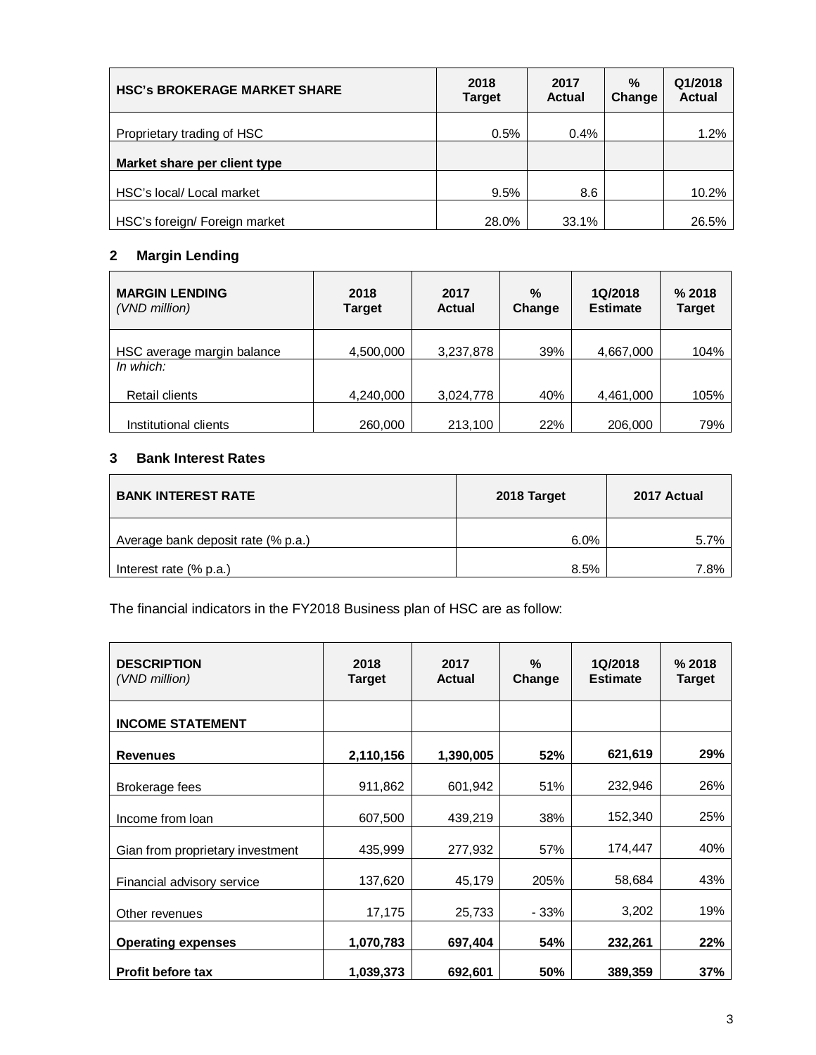| HSC's BROKERAGE MARKET SHARE | 2018 Target | 2017 Actual | % Change | Q1/2018 Actual |
|---|---|---|---|---|
| Proprietary trading of HSC | 0.5% | 0.4% | | 1.2% |
| **Market share per client type** | | | | |
| HSC's local/ Local market | 9.5% | 8.6 | | 10.2% |
| HSC's foreign/ Foreign market | 28.0% | 33.1% | | 26.5% |

## 2 Margin Lending

| **MARGIN LENDING** *(VND million)* | 2018 Target | 2017 Actual | % Change | 1Q/2018 Estimate | % 2018 Target |
|---|---|---|---|---|---|
| HSC average margin balance | 4,500,000 | 3,237,878 | 39% | 4,667,000 | 104% |
| *In which:* | | | | | |
| Retail clients | 4,240,000 | 3,024,778 | 40% | 4,461,000 | 105% |
| Institutional clients | 260,000 | 213,100 | 22% | 206,000 | 79% |

## 3 Bank Interest Rates

| BANK INTEREST RATE | 2018 Target | 2017 Actual |
|---|---|---|
| Average bank deposit rate (% p.a.) | 6.0% | 5.7% |
| Interest rate (% p.a.) | 8.5% | 7.8% |

The financial indicators in the FY2018 Business plan of HSC are as follow:

| **DESCRIPTION** *(VND million)* | 2018 Target | 2017 Actual | % Change | 1Q/2018 Estimate | % 2018 Target |
|---|---|---|---|---|---|
| **INCOME STATEMENT** | | | | | |
| **Revenues** | **2,110,156** | **1,390,005** | **52%** | **621,619** | **29%** |
| Brokerage fees | 911,862 | 601,942 | 51% | 232,946 | 26% |
| Income from loan | 607,500 | 439,219 | 38% | 152,340 | 25% |
| Gian from proprietary investment | 435,999 | 277,932 | 57% | 174,447 | 40% |
| Financial advisory service | 137,620 | 45,179 | 205% | 58,684 | 43% |
| Other revenues | 17,175 | 25,733 | - 33% | 3,202 | 19% |
| **Operating expenses** | **1,070,783** | **697,404** | **54%** | **232,261** | **22%** |
| **Profit before tax** | **1,039,373** | **692,601** | **50%** | **389,359** | **37%** |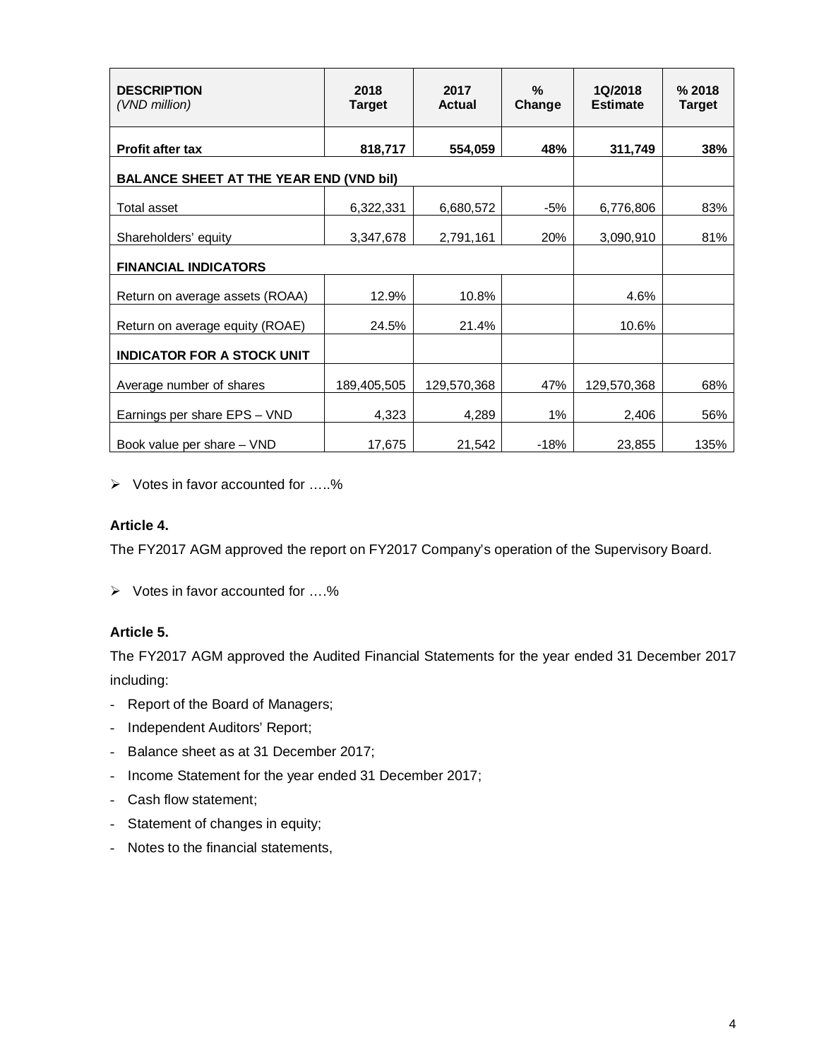| **DESCRIPTION** *(VND million)* | **2018 Target** | **2017 Actual** | **% Change** | **1Q/2018 Estimate** | **% 2018 Target** |
|---|---|---|---|---|---|
| **Profit after tax** | **818,717** | **554,059** | **48%** | **311,749** | **38%** |
| **BALANCE SHEET AT THE YEAR END (VND bil)** | | | | | |
| Total asset | 6,322,331 | 6,680,572 | -5% | 6,776,806 | 83% |
| Shareholders' equity | 3,347,678 | 2,791,161 | 20% | 3,090,910 | 81% |
| **FINANCIAL INDICATORS** | | | | | |
| Return on average assets (ROAA) | 12.9% | 10.8% | | 4.6% | |
| Return on average equity (ROAE) | 24.5% | 21.4% | | 10.6% | |
| **INDICATOR FOR A STOCK UNIT** | | | | | |
| Average number of shares | 189,405,505 | 129,570,368 | 47% | 129,570,368 | 68% |
| Earnings per share EPS – VND | 4,323 | 4,289 | 1% | 2,406 | 56% |
| Book value per share – VND | 17,675 | 21,542 | -18% | 23,855 | 135% |

- Votes in favor accounted for …..%

**Article 4.**

The FY2017 AGM approved the report on FY2017 Company's operation of the Supervisory Board.

- Votes in favor accounted for ….%

**Article 5.**

The FY2017 AGM approved the Audited Financial Statements for the year ended 31 December 2017 including:

- Report of the Board of Managers;
- Independent Auditors' Report;
- Balance sheet as at 31 December 2017;
- Income Statement for the year ended 31 December 2017;
- Cash flow statement;
- Statement of changes in equity;
- Notes to the financial statements,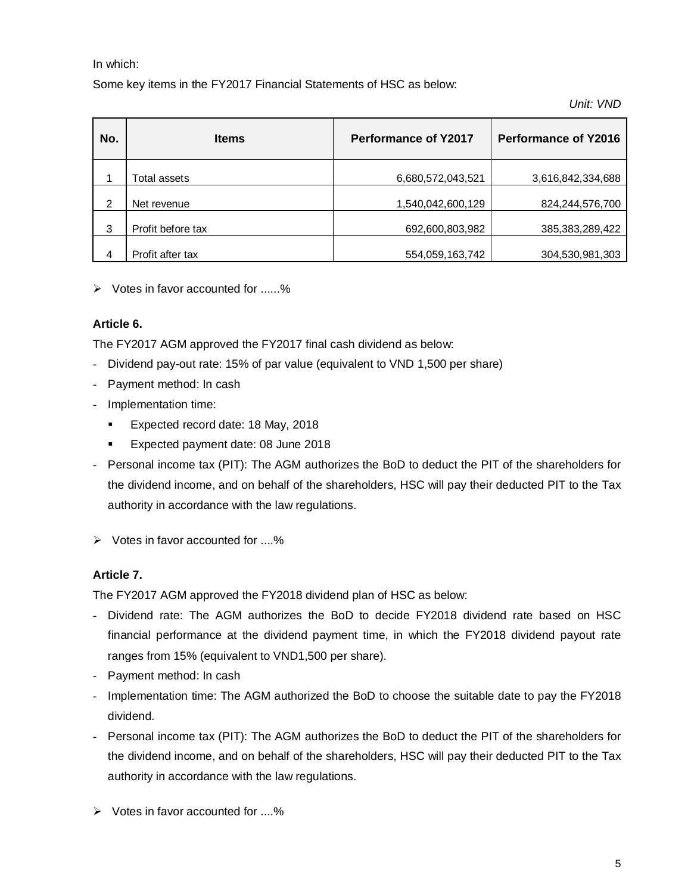In which:

Some key items in the FY2017 Financial Statements of HSC as below:

*Unit: VND*

| No. | Items | Performance of Y2017 | Performance of Y2016 |
|---|---|---|---|
| 1 | Total assets | 6,680,572,043,521 | 3,616,842,334,688 |
| 2 | Net revenue | 1,540,042,600,129 | 824,244,576,700 |
| 3 | Profit before tax | 692,600,803,982 | 385,383,289,422 |
| 4 | Profit after tax | 554,059,163,742 | 304,530,981,303 |

- ➢ Votes in favor accounted for ......%

**Article 6.**

The FY2017 AGM approved the FY2017 final cash dividend as below:

- Dividend pay-out rate: 15% of par value (equivalent to VND 1,500 per share)
- Payment method: In cash
- Implementation time:
  - Expected record date: 18 May, 2018
  - Expected payment date: 08 June 2018
- Personal income tax (PIT): The AGM authorizes the BoD to deduct the PIT of the shareholders for the dividend income, and on behalf of the shareholders, HSC will pay their deducted PIT to the Tax authority in accordance with the law regulations.

- ➢ Votes in favor accounted for ....%

**Article 7.**

The FY2017 AGM approved the FY2018 dividend plan of HSC as below:

- Dividend rate: The AGM authorizes the BoD to decide FY2018 dividend rate based on HSC financial performance at the dividend payment time, in which the FY2018 dividend payout rate ranges from 15% (equivalent to VND1,500 per share).
- Payment method: In cash
- Implementation time: The AGM authorized the BoD to choose the suitable date to pay the FY2018 dividend.
- Personal income tax (PIT): The AGM authorizes the BoD to deduct the PIT of the shareholders for the dividend income, and on behalf of the shareholders, HSC will pay their deducted PIT to the Tax authority in accordance with the law regulations.

- ➢ Votes in favor accounted for ....%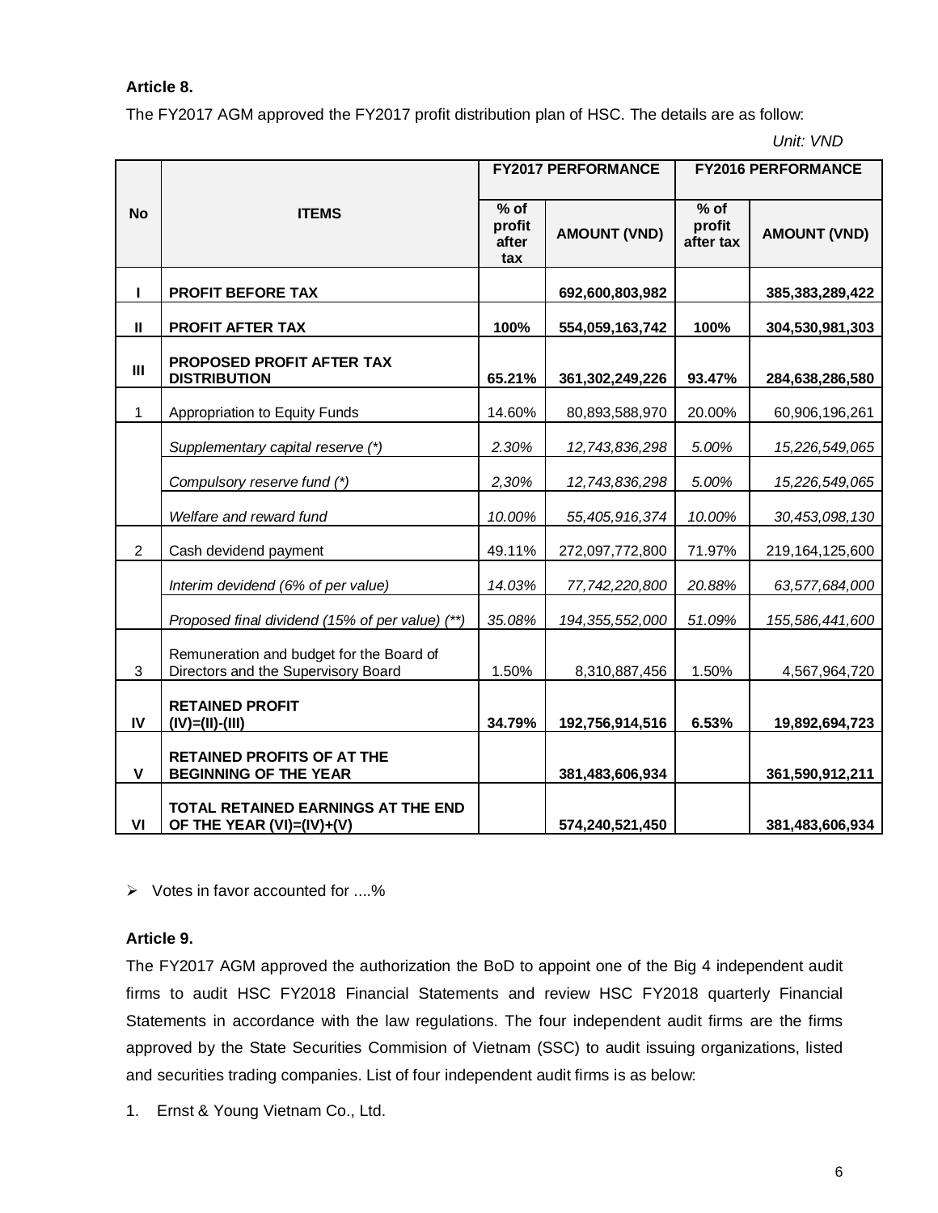**Article 8.**

The FY2017 AGM approved the FY2017 profit distribution plan of HSC. The details are as follow:

*Unit: VND*

| No | ITEMS | FY2017 PERFORMANCE | | FY2016 PERFORMANCE | |
|---|---|---|---|---|---|
| | | % of profit after tax | AMOUNT (VND) | % of profit after tax | AMOUNT (VND) |
| **I** | **PROFIT BEFORE TAX** | | **692,600,803,982** | | **385,383,289,422** |
| **II** | **PROFIT AFTER TAX** | **100%** | **554,059,163,742** | **100%** | **304,530,981,303** |
| **III** | **PROPOSED PROFIT AFTER TAX DISTRIBUTION** | **65.21%** | **361,302,249,226** | **93.47%** | **284,638,286,580** |
| 1 | Appropriation to Equity Funds | 14.60% | 80,893,588,970 | 20.00% | 60,906,196,261 |
| | *Supplementary capital reserve (*)* | *2.30%* | *12,743,836,298* | *5.00%* | *15,226,549,065* |
| | *Compulsory reserve fund (*)* | *2,30%* | *12,743,836,298* | *5.00%* | *15,226,549,065* |
| | *Welfare and reward fund* | *10.00%* | *55,405,916,374* | *10.00%* | *30,453,098,130* |
| 2 | Cash devidend payment | 49.11% | 272,097,772,800 | 71.97% | 219,164,125,600 |
| | *Interim devidend (6% of per value)* | *14.03%* | *77,742,220,800* | *20.88%* | *63,577,684,000* |
| | *Proposed final dividend (15% of per value) (**)* | *35.08%* | *194,355,552,000* | *51.09%* | *155,586,441,600* |
| 3 | Remuneration and budget for the Board of Directors and the Supervisory Board | 1.50% | 8,310,887,456 | 1.50% | 4,567,964,720 |
| **IV** | **RETAINED PROFIT (IV)=(II)-(III)** | **34.79%** | **192,756,914,516** | **6.53%** | **19,892,694,723** |
| **V** | **RETAINED PROFITS OF AT THE BEGINNING OF THE YEAR** | | **381,483,606,934** | | **361,590,912,211** |
| **VI** | **TOTAL RETAINED EARNINGS AT THE END OF THE YEAR (VI)=(IV)+(V)** | | **574,240,521,450** | | **381,483,606,934** |

- Votes in favor accounted for ....%

**Article 9.**

The FY2017 AGM approved the authorization the BoD to appoint one of the Big 4 independent audit firms to audit HSC FY2018 Financial Statements and review HSC FY2018 quarterly Financial Statements in accordance with the law regulations. The four independent audit firms are the firms approved by the State Securities Commision of Vietnam (SSC) to audit issuing organizations, listed and securities trading companies. List of four independent audit firms is as below:

1. Ernst & Young Vietnam Co., Ltd.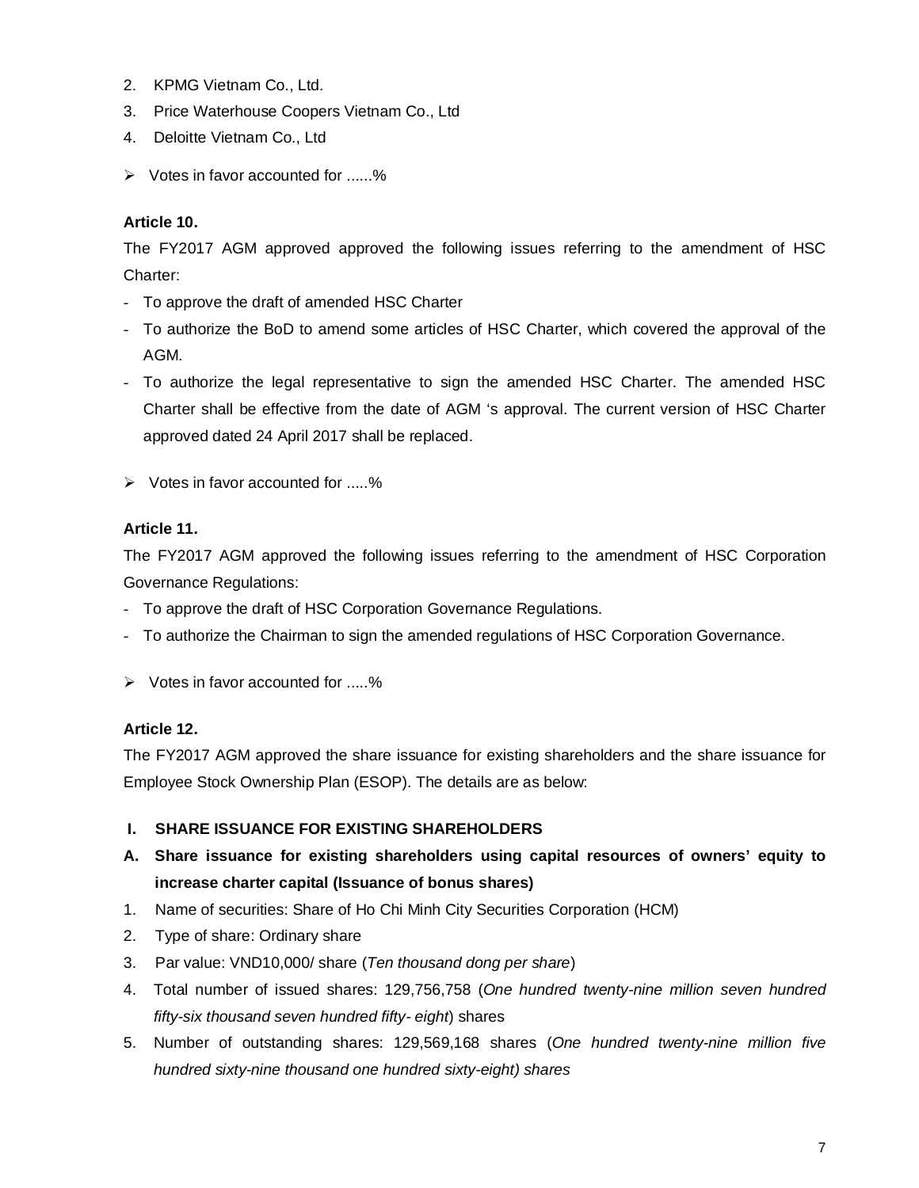2. KPMG Vietnam Co., Ltd.
3. Price Waterhouse Coopers Vietnam Co., Ltd
4. Deloitte Vietnam Co., Ltd

➢ Votes in favor accounted for ......%

**Article 10.**

The FY2017 AGM approved approved the following issues referring to the amendment of HSC Charter:

- To approve the draft of amended HSC Charter
- To authorize the BoD to amend some articles of HSC Charter, which covered the approval of the AGM.
- To authorize the legal representative to sign the amended HSC Charter. The amended HSC Charter shall be effective from the date of AGM 's approval. The current version of HSC Charter approved dated 24 April 2017 shall be replaced.

➢ Votes in favor accounted for .....%

**Article 11.**

The FY2017 AGM approved the following issues referring to the amendment of HSC Corporation Governance Regulations:

- To approve the draft of HSC Corporation Governance Regulations.
- To authorize the Chairman to sign the amended regulations of HSC Corporation Governance.

➢ Votes in favor accounted for .....%

**Article 12.**

The FY2017 AGM approved the share issuance for existing shareholders and the share issuance for Employee Stock Ownership Plan (ESOP). The details are as below:

**I. SHARE ISSUANCE FOR EXISTING SHAREHOLDERS**

**A. Share issuance for existing shareholders using capital resources of owners' equity to increase charter capital (Issuance of bonus shares)**

1. Name of securities: Share of Ho Chi Minh City Securities Corporation (HCM)
2. Type of share: Ordinary share
3. Par value: VND10,000/ share (*Ten thousand dong per share*)
4. Total number of issued shares: 129,756,758 (*One hundred twenty-nine million seven hundred fifty-six thousand seven hundred fifty- eight*) shares
5. Number of outstanding shares: 129,569,168 shares (*One hundred twenty-nine million five hundred sixty-nine thousand one hundred sixty-eight) shares*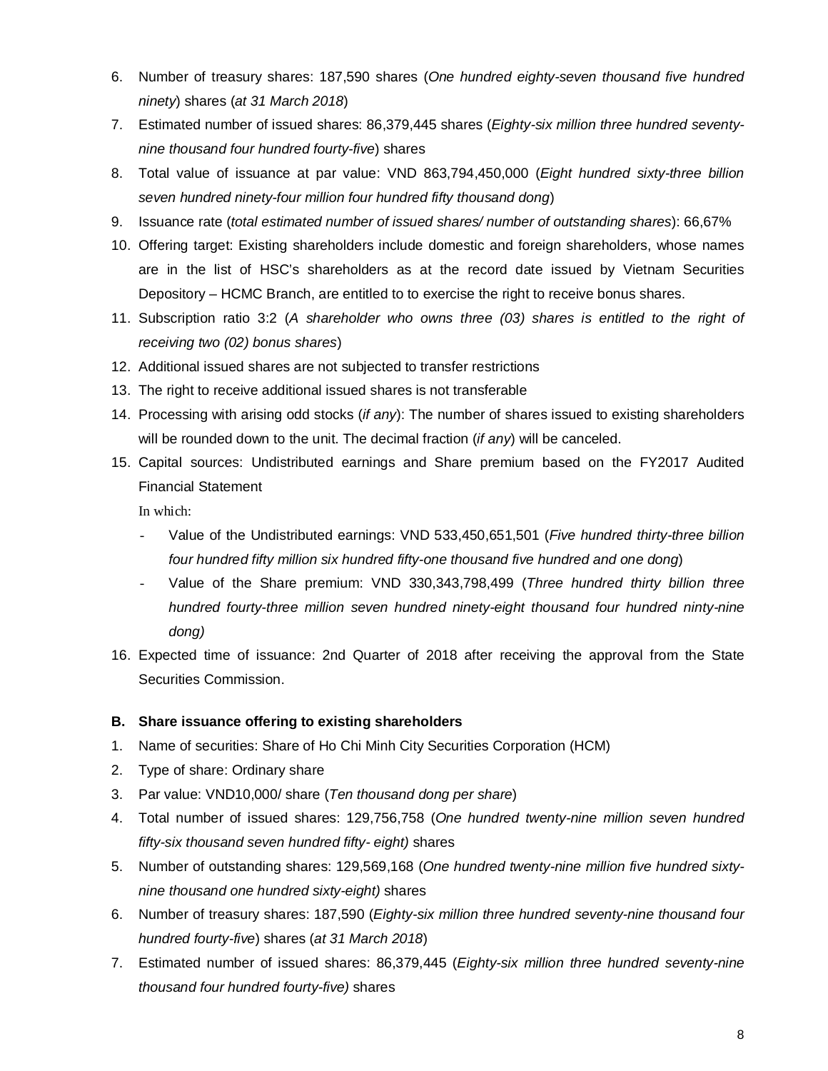6. Number of treasury shares: 187,590 shares (*One hundred eighty-seven thousand five hundred ninety*) shares (*at 31 March 2018*)
7. Estimated number of issued shares: 86,379,445 shares (*Eighty-six million three hundred seventy-nine thousand four hundred fourty-five*) shares
8. Total value of issuance at par value: VND 863,794,450,000 (*Eight hundred sixty-three billion seven hundred ninety-four million four hundred fifty thousand dong*)
9. Issuance rate (*total estimated number of issued shares/ number of outstanding shares*): 66,67%
10. Offering target: Existing shareholders include domestic and foreign shareholders, whose names are in the list of HSC's shareholders as at the record date issued by Vietnam Securities Depository – HCMC Branch, are entitled to to exercise the right to receive bonus shares.
11. Subscription ratio 3:2 (*A shareholder who owns three (03) shares is entitled to the right of receiving two (02) bonus shares*)
12. Additional issued shares are not subjected to transfer restrictions
13. The right to receive additional issued shares is not transferable
14. Processing with arising odd stocks (*if any*): The number of shares issued to existing shareholders will be rounded down to the unit. The decimal fraction (*if any*) will be canceled.
15. Capital sources: Undistributed earnings and Share premium based on the FY2017 Audited Financial Statement

    In which:

    - Value of the Undistributed earnings: VND 533,450,651,501 (*Five hundred thirty-three billion four hundred fifty million six hundred fifty-one thousand five hundred and one dong*)
    - Value of the Share premium: VND 330,343,798,499 (*Three hundred thirty billion three hundred fourty-three million seven hundred ninety-eight thousand four hundred ninty-nine dong)*
16. Expected time of issuance: 2nd Quarter of 2018 after receiving the approval from the State Securities Commission.

**B. Share issuance offering to existing shareholders**

1. Name of securities: Share of Ho Chi Minh City Securities Corporation (HCM)
2. Type of share: Ordinary share
3. Par value: VND10,000/ share (*Ten thousand dong per share*)
4. Total number of issued shares: 129,756,758 (*One hundred twenty-nine million seven hundred fifty-six thousand seven hundred fifty- eight)* shares
5. Number of outstanding shares: 129,569,168 (*One hundred twenty-nine million five hundred sixty-nine thousand one hundred sixty-eight)* shares
6. Number of treasury shares: 187,590 (*Eighty-six million three hundred seventy-nine thousand four hundred fourty-five*) shares (*at 31 March 2018*)
7. Estimated number of issued shares: 86,379,445 (*Eighty-six million three hundred seventy-nine thousand four hundred fourty-five)* shares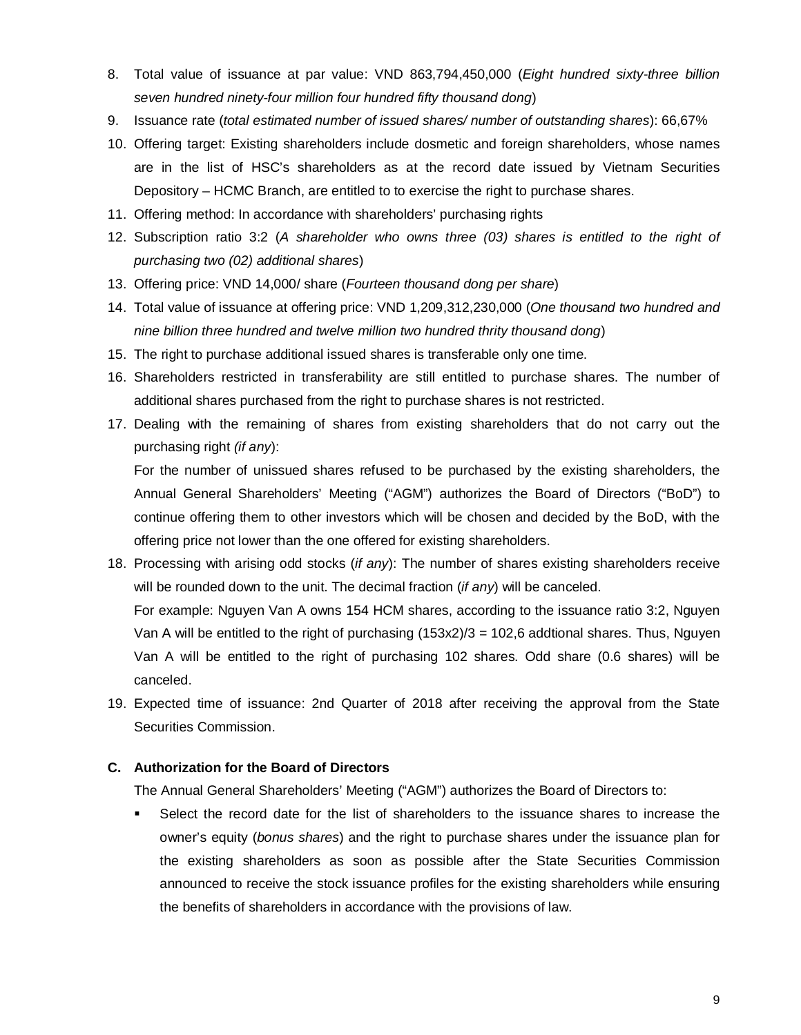8. Total value of issuance at par value: VND 863,794,450,000 (*Eight hundred sixty-three billion seven hundred ninety-four million four hundred fifty thousand dong*)
9. Issuance rate (*total estimated number of issued shares/ number of outstanding shares*): 66,67%
10. Offering target: Existing shareholders include dosmetic and foreign shareholders, whose names are in the list of HSC's shareholders as at the record date issued by Vietnam Securities Depository – HCMC Branch, are entitled to to exercise the right to purchase shares.
11. Offering method: In accordance with shareholders' purchasing rights
12. Subscription ratio 3:2 (*A shareholder who owns three (03) shares is entitled to the right of purchasing two (02) additional shares*)
13. Offering price: VND 14,000/ share (*Fourteen thousand dong per share*)
14. Total value of issuance at offering price: VND 1,209,312,230,000 (*One thousand two hundred and nine billion three hundred and twelve million two hundred thrity thousand dong*)
15. The right to purchase additional issued shares is transferable only one time.
16. Shareholders restricted in transferability are still entitled to purchase shares. The number of additional shares purchased from the right to purchase shares is not restricted.
17. Dealing with the remaining of shares from existing shareholders that do not carry out the purchasing right *(if any)*:

    For the number of unissued shares refused to be purchased by the existing shareholders, the Annual General Shareholders' Meeting ("AGM") authorizes the Board of Directors ("BoD") to continue offering them to other investors which will be chosen and decided by the BoD, with the offering price not lower than the one offered for existing shareholders.
18. Processing with arising odd stocks (*if any*): The number of shares existing shareholders receive will be rounded down to the unit. The decimal fraction (*if any*) will be canceled.

    For example: Nguyen Van A owns 154 HCM shares, according to the issuance ratio 3:2, Nguyen Van A will be entitled to the right of purchasing (153x2)/3 = 102,6 addtional shares. Thus, Nguyen Van A will be entitled to the right of purchasing 102 shares. Odd share (0.6 shares) will be canceled.
19. Expected time of issuance: 2nd Quarter of 2018 after receiving the approval from the State Securities Commission.

**C. Authorization for the Board of Directors**

The Annual General Shareholders' Meeting ("AGM") authorizes the Board of Directors to:

- Select the record date for the list of shareholders to the issuance shares to increase the owner's equity (*bonus shares*) and the right to purchase shares under the issuance plan for the existing shareholders as soon as possible after the State Securities Commission announced to receive the stock issuance profiles for the existing shareholders while ensuring the benefits of shareholders in accordance with the provisions of law.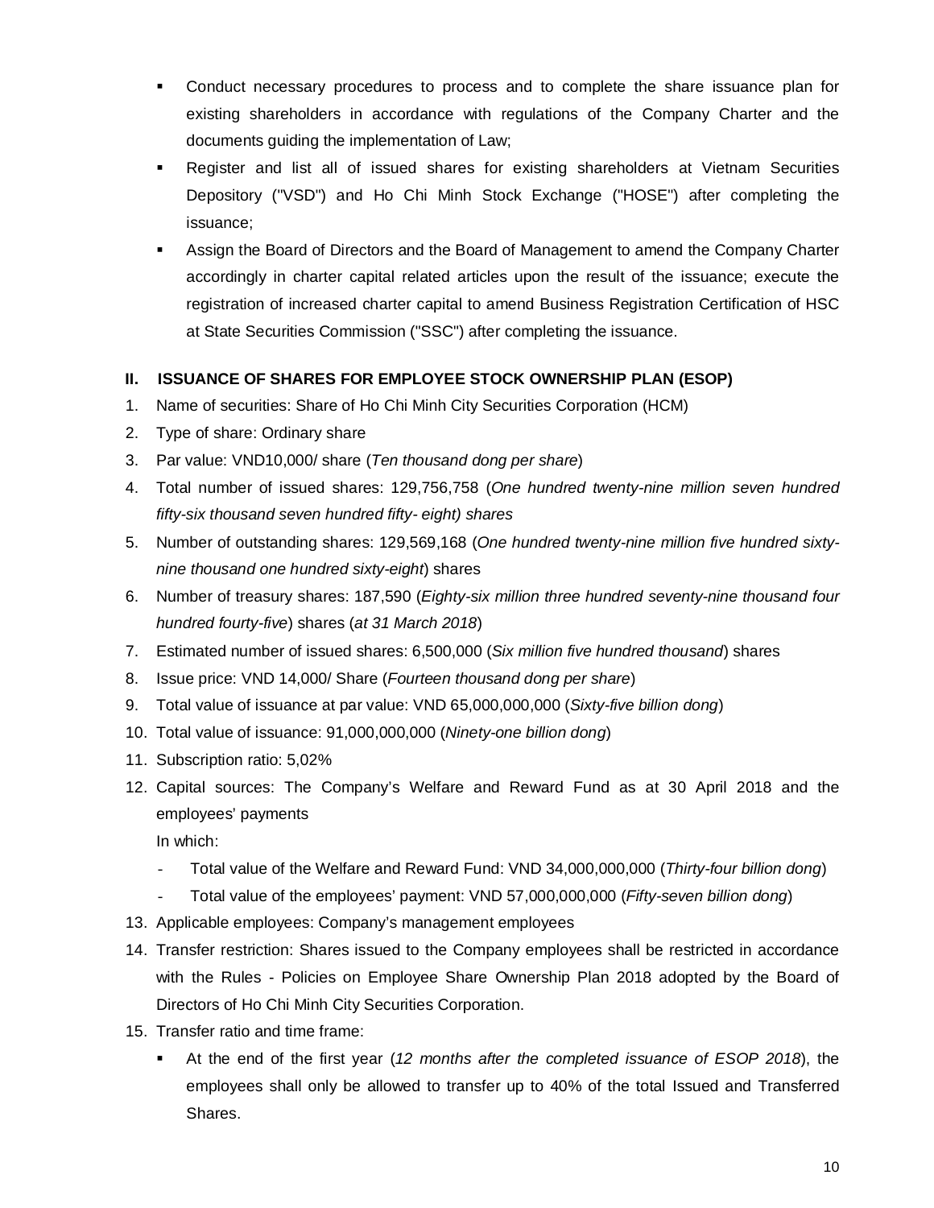- Conduct necessary procedures to process and to complete the share issuance plan for existing shareholders in accordance with regulations of the Company Charter and the documents guiding the implementation of Law;
- Register and list all of issued shares for existing shareholders at Vietnam Securities Depository ("VSD") and Ho Chi Minh Stock Exchange ("HOSE") after completing the issuance;
- Assign the Board of Directors and the Board of Management to amend the Company Charter accordingly in charter capital related articles upon the result of the issuance; execute the registration of increased charter capital to amend Business Registration Certification of HSC at State Securities Commission ("SSC") after completing the issuance.

## II. ISSUANCE OF SHARES FOR EMPLOYEE STOCK OWNERSHIP PLAN (ESOP)

1. Name of securities: Share of Ho Chi Minh City Securities Corporation (HCM)
2. Type of share: Ordinary share
3. Par value: VND10,000/ share (*Ten thousand dong per share*)
4. Total number of issued shares: 129,756,758 (*One hundred twenty-nine million seven hundred fifty-six thousand seven hundred fifty- eight) shares*
5. Number of outstanding shares: 129,569,168 (*One hundred twenty-nine million five hundred sixty-nine thousand one hundred sixty-eight*) shares
6. Number of treasury shares: 187,590 (*Eighty-six million three hundred seventy-nine thousand four hundred fourty-five*) shares (*at 31 March 2018*)
7. Estimated number of issued shares: 6,500,000 (*Six million five hundred thousand*) shares
8. Issue price: VND 14,000/ Share (*Fourteen thousand dong per share*)
9. Total value of issuance at par value: VND 65,000,000,000 (*Sixty-five billion dong*)
10. Total value of issuance: 91,000,000,000 (*Ninety-one billion dong*)
11. Subscription ratio: 5,02%
12. Capital sources: The Company's Welfare and Reward Fund as at 30 April 2018 and the employees' payments

    In which:

    - Total value of the Welfare and Reward Fund: VND 34,000,000,000 (*Thirty-four billion dong*)
    - Total value of the employees' payment: VND 57,000,000,000 (*Fifty-seven billion dong*)
13. Applicable employees: Company's management employees
14. Transfer restriction: Shares issued to the Company employees shall be restricted in accordance with the Rules - Policies on Employee Share Ownership Plan 2018 adopted by the Board of Directors of Ho Chi Minh City Securities Corporation.
15. Transfer ratio and time frame:
    - At the end of the first year (*12 months after the completed issuance of ESOP 2018*), the employees shall only be allowed to transfer up to 40% of the total Issued and Transferred Shares.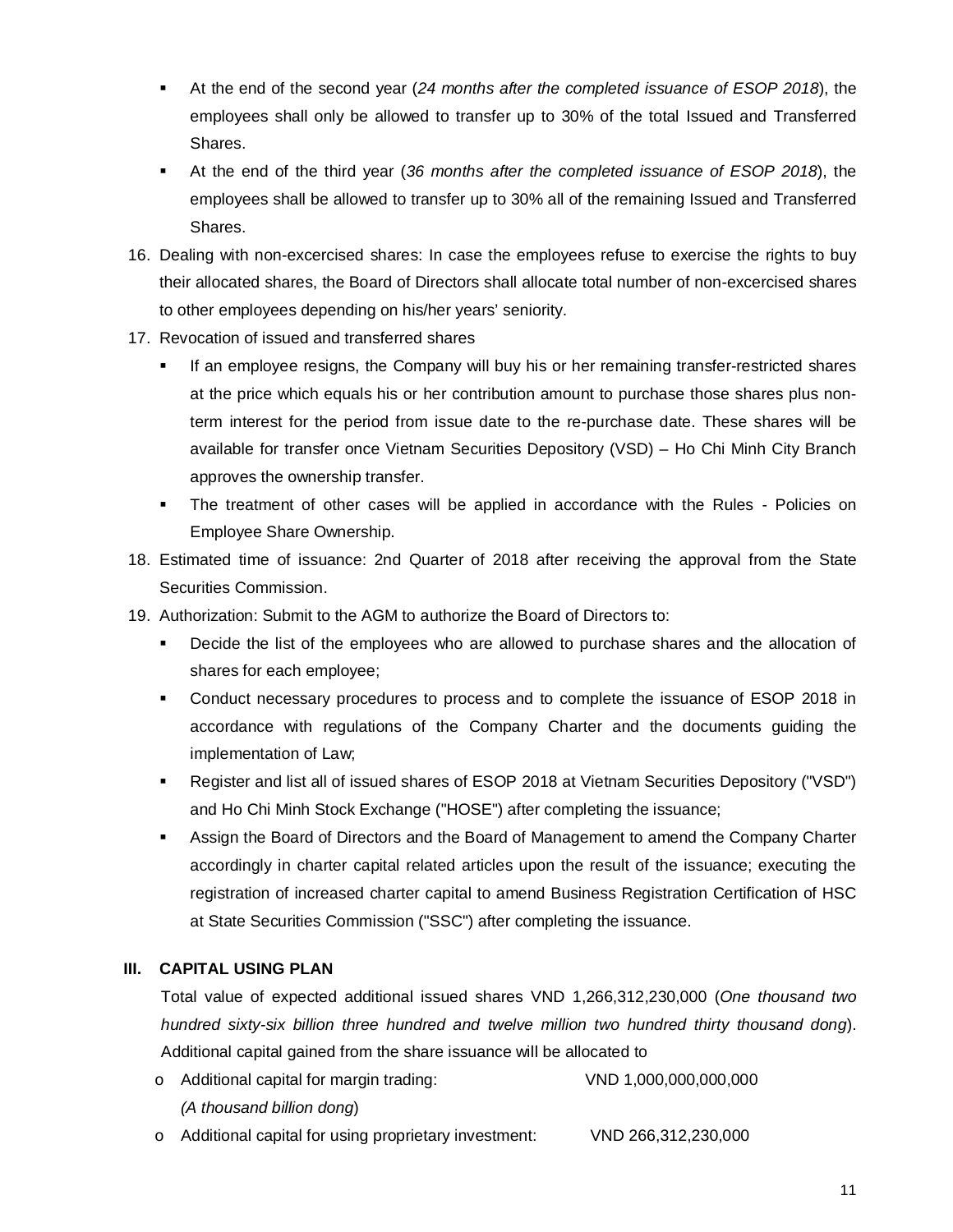- At the end of the second year (*24 months after the completed issuance of ESOP 2018*), the employees shall only be allowed to transfer up to 30% of the total Issued and Transferred Shares.
- At the end of the third year (*36 months after the completed issuance of ESOP 2018*), the employees shall be allowed to transfer up to 30% all of the remaining Issued and Transferred Shares.

16. Dealing with non-excercised shares: In case the employees refuse to exercise the rights to buy their allocated shares, the Board of Directors shall allocate total number of non-excercised shares to other employees depending on his/her years' seniority.
17. Revocation of issued and transferred shares
    - If an employee resigns, the Company will buy his or her remaining transfer-restricted shares at the price which equals his or her contribution amount to purchase those shares plus non-term interest for the period from issue date to the re-purchase date. These shares will be available for transfer once Vietnam Securities Depository (VSD) – Ho Chi Minh City Branch approves the ownership transfer.
    - The treatment of other cases will be applied in accordance with the Rules - Policies on Employee Share Ownership.
18. Estimated time of issuance: 2nd Quarter of 2018 after receiving the approval from the State Securities Commission.
19. Authorization: Submit to the AGM to authorize the Board of Directors to:
    - Decide the list of the employees who are allowed to purchase shares and the allocation of shares for each employee;
    - Conduct necessary procedures to process and to complete the issuance of ESOP 2018 in accordance with regulations of the Company Charter and the documents guiding the implementation of Law;
    - Register and list all of issued shares of ESOP 2018 at Vietnam Securities Depository ("VSD") and Ho Chi Minh Stock Exchange ("HOSE") after completing the issuance;
    - Assign the Board of Directors and the Board of Management to amend the Company Charter accordingly in charter capital related articles upon the result of the issuance; executing the registration of increased charter capital to amend Business Registration Certification of HSC at State Securities Commission ("SSC") after completing the issuance.

## III. CAPITAL USING PLAN

Total value of expected additional issued shares VND 1,266,312,230,000 (*One thousand two hundred sixty-six billion three hundred and twelve million two hundred thirty thousand dong*). Additional capital gained from the share issuance will be allocated to

- Additional capital for margin trading: VND 1,000,000,000,000
  *(A thousand billion dong)*
- Additional capital for using proprietary investment: VND 266,312,230,000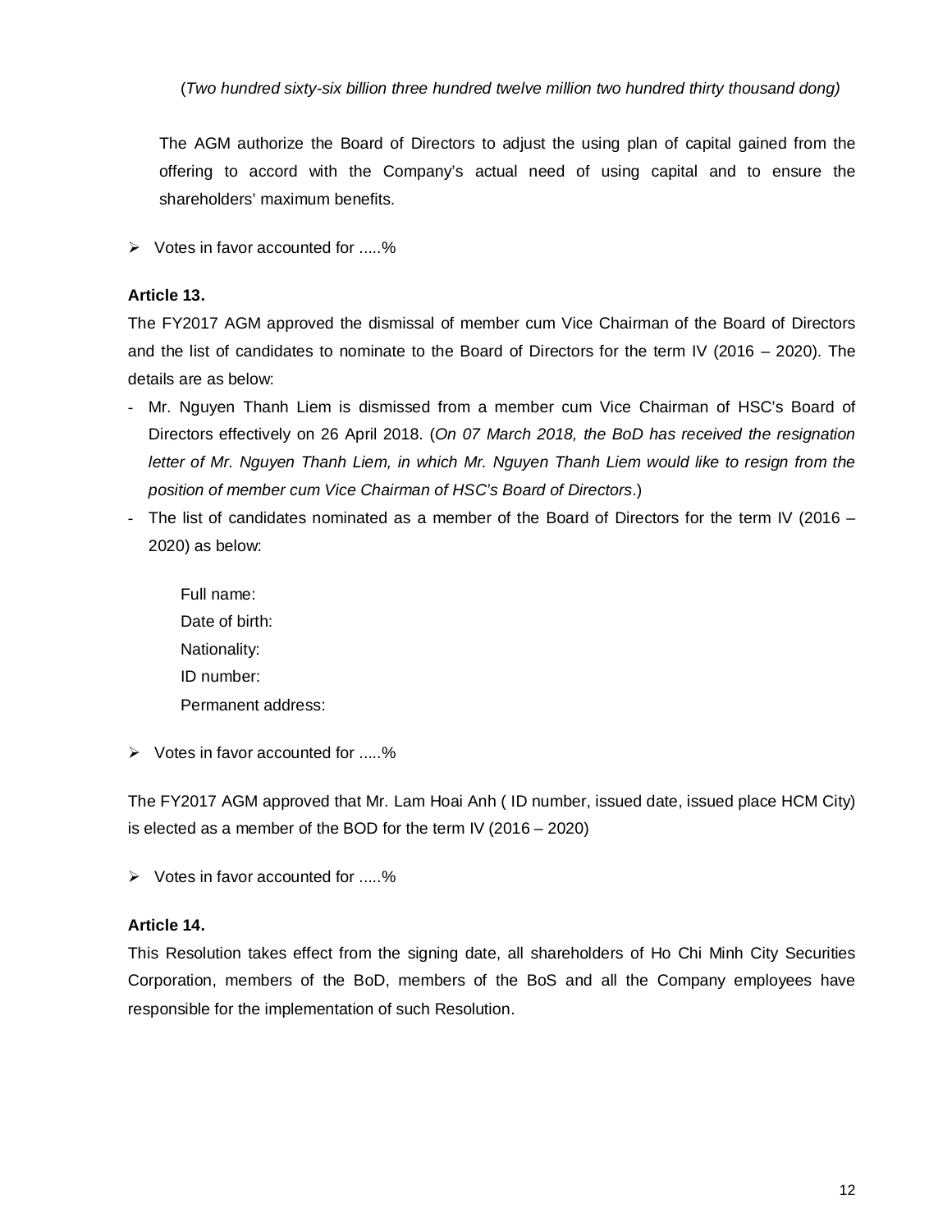(*Two hundred sixty-six billion three hundred twelve million two hundred thirty thousand dong)*

The AGM authorize the Board of Directors to adjust the using plan of capital gained from the offering to accord with the Company's actual need of using capital and to ensure the shareholders' maximum benefits.

- Votes in favor accounted for .....%

**Article 13.**

The FY2017 AGM approved the dismissal of member cum Vice Chairman of the Board of Directors and the list of candidates to nominate to the Board of Directors for the term IV (2016 – 2020). The details are as below:

- Mr. Nguyen Thanh Liem is dismissed from a member cum Vice Chairman of HSC's Board of Directors effectively on 26 April 2018. (*On 07 March 2018, the BoD has received the resignation letter of Mr. Nguyen Thanh Liem, in which Mr. Nguyen Thanh Liem would like to resign from the position of member cum Vice Chairman of HSC's Board of Directors*.)
- The list of candidates nominated as a member of the Board of Directors for the term IV (2016 – 2020) as below:

  Full name:
  Date of birth:
  Nationality:
  ID number:
  Permanent address:

- Votes in favor accounted for .....%

The FY2017 AGM approved that Mr. Lam Hoai Anh ( ID number, issued date, issued place HCM City) is elected as a member of the BOD for the term IV (2016 – 2020)

- Votes in favor accounted for .....%

**Article 14.**

This Resolution takes effect from the signing date, all shareholders of Ho Chi Minh City Securities Corporation, members of the BoD, members of the BoS and all the Company employees have responsible for the implementation of such Resolution.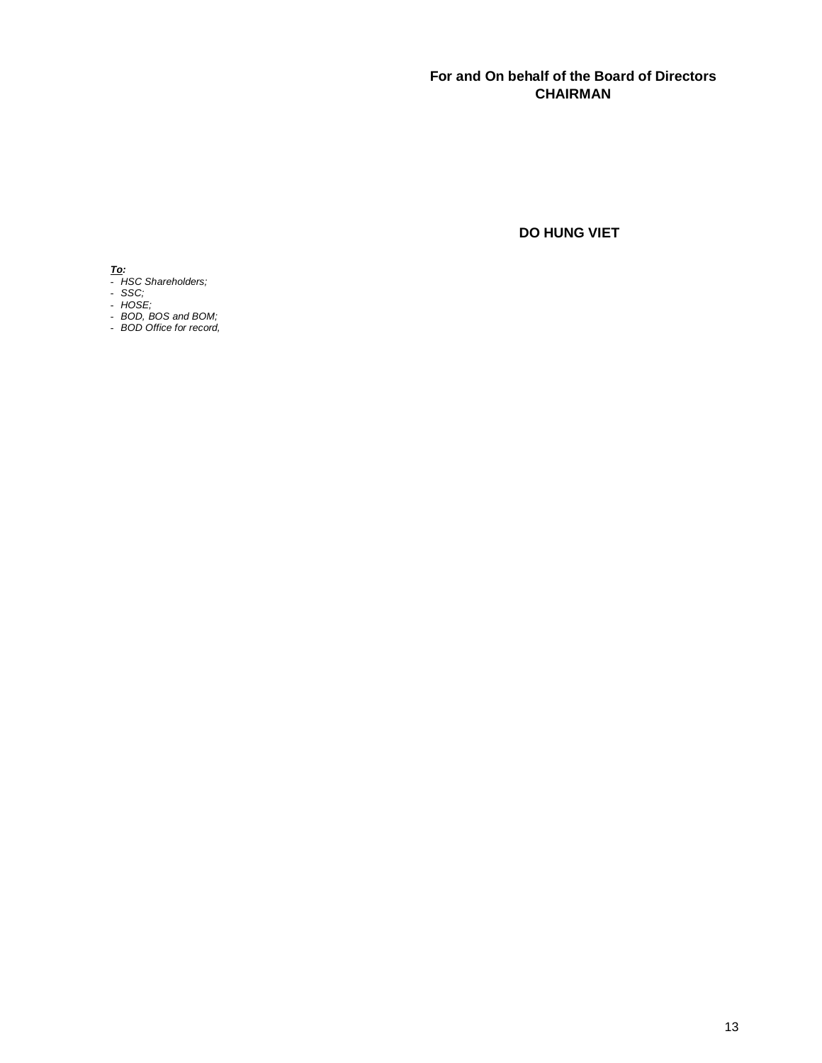**For and On behalf of the Board of Directors**
**CHAIRMAN**

**DO HUNG VIET**

***To:***

- *HSC Shareholders;*
- *SSC;*
- *HOSE;*
- *BOD, BOS and BOM;*
- *BOD Office for record,*